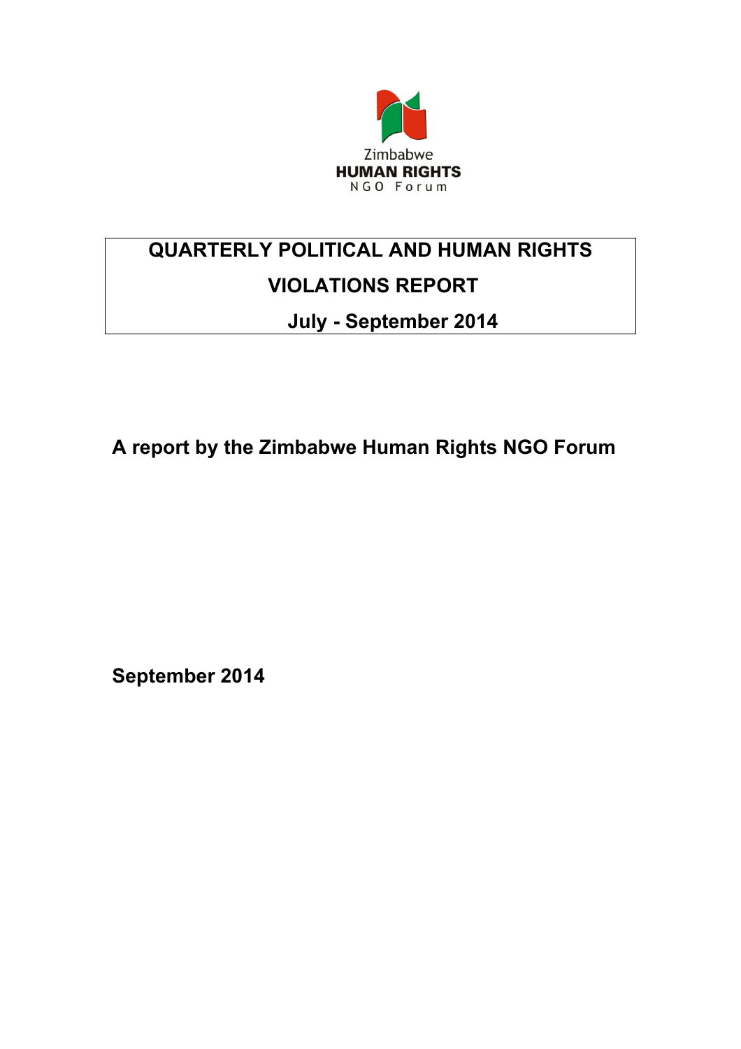Zimbabwe
**HUMAN RIGHTS**
NGO Forum

# QUARTERLY POLITICAL AND HUMAN RIGHTS VIOLATIONS REPORT

## July - September 2014

**A report by the Zimbabwe Human Rights NGO Forum**

**September 2014**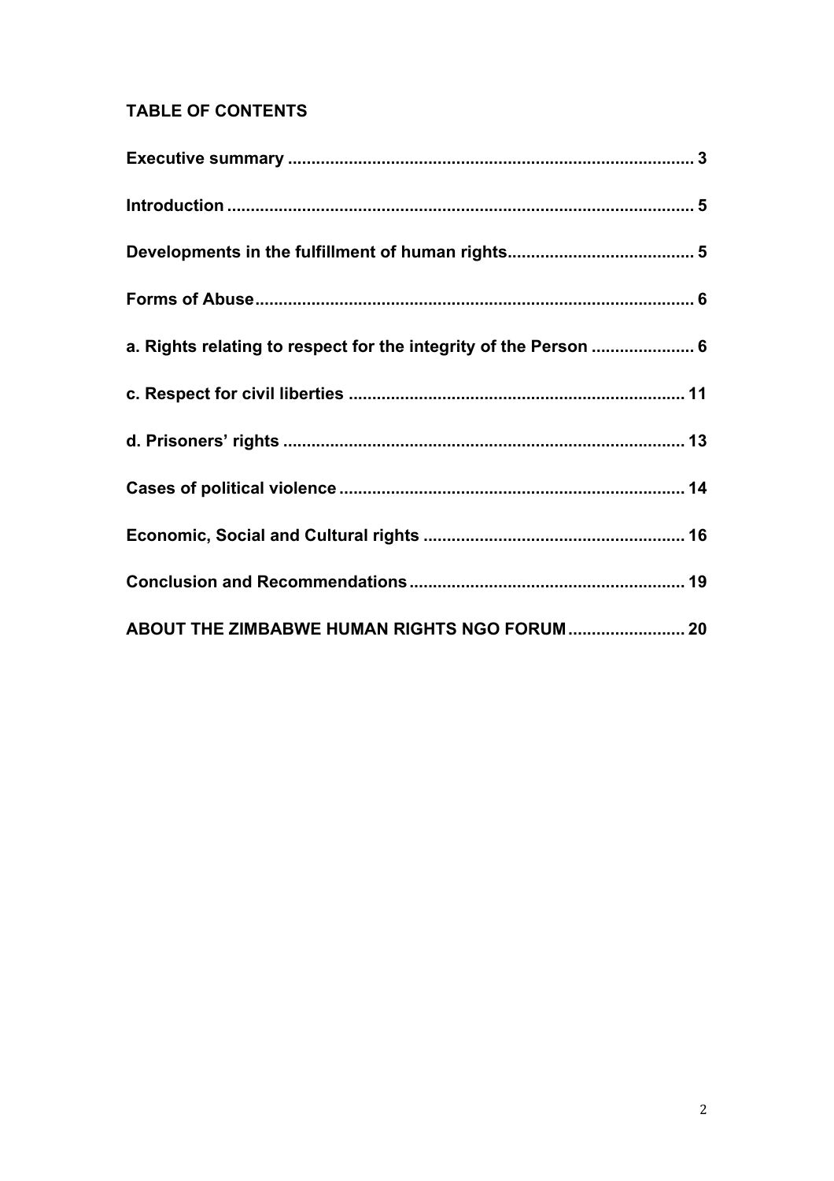## TABLE OF CONTENTS

**Executive summary ...................................................................................... 3**

**Introduction ................................................................................................... 5**

**Developments in the fulfillment of human rights....................................... 5**

**Forms of Abuse............................................................................................ 6**

**a. Rights relating to respect for the integrity of the Person ...................... 6**

**c. Respect for civil liberties ....................................................................... 11**

**d. Prisoners' rights .................................................................................... 13**

**Cases of political violence ......................................................................... 14**

**Economic, Social and Cultural rights ....................................................... 16**

**Conclusion and Recommendations .......................................................... 19**

**ABOUT THE ZIMBABWE HUMAN RIGHTS NGO FORUM ......................... 20**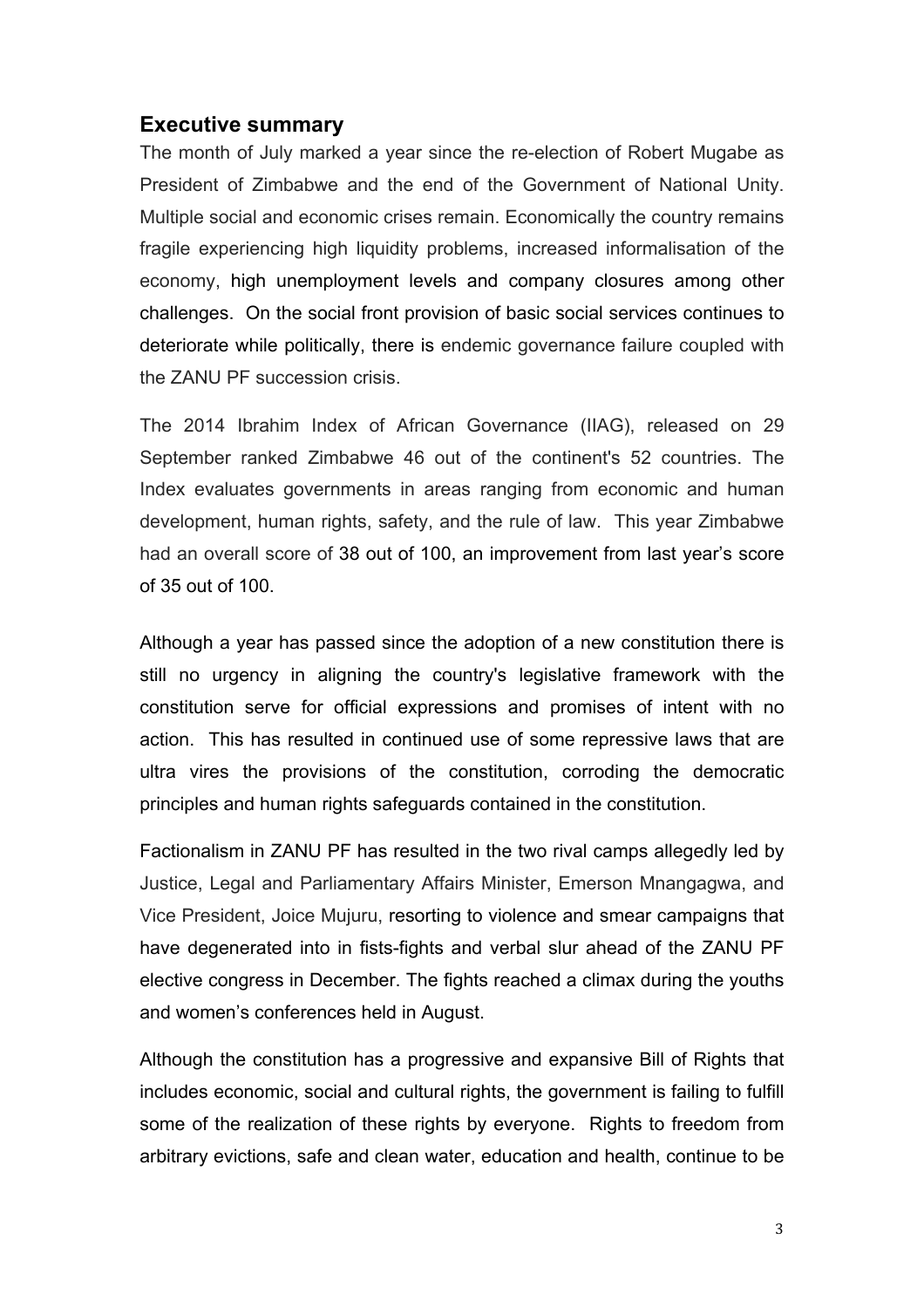## Executive summary

The month of July marked a year since the re-election of Robert Mugabe as President of Zimbabwe and the end of the Government of National Unity. Multiple social and economic crises remain. Economically the country remains fragile experiencing high liquidity problems, increased informalisation of the economy, high unemployment levels and company closures among other challenges. On the social front provision of basic social services continues to deteriorate while politically, there is endemic governance failure coupled with the ZANU PF succession crisis.

The 2014 Ibrahim Index of African Governance (IIAG), released on 29 September ranked Zimbabwe 46 out of the continent's 52 countries. The Index evaluates governments in areas ranging from economic and human development, human rights, safety, and the rule of law. This year Zimbabwe had an overall score of 38 out of 100, an improvement from last year's score of 35 out of 100.

Although a year has passed since the adoption of a new constitution there is still no urgency in aligning the country's legislative framework with the constitution serve for official expressions and promises of intent with no action. This has resulted in continued use of some repressive laws that are ultra vires the provisions of the constitution, corroding the democratic principles and human rights safeguards contained in the constitution.

Factionalism in ZANU PF has resulted in the two rival camps allegedly led by Justice, Legal and Parliamentary Affairs Minister, Emerson Mnangagwa, and Vice President, Joice Mujuru, resorting to violence and smear campaigns that have degenerated into in fists-fights and verbal slur ahead of the ZANU PF elective congress in December. The fights reached a climax during the youths and women's conferences held in August.

Although the constitution has a progressive and expansive Bill of Rights that includes economic, social and cultural rights, the government is failing to fulfill some of the realization of these rights by everyone. Rights to freedom from arbitrary evictions, safe and clean water, education and health, continue to be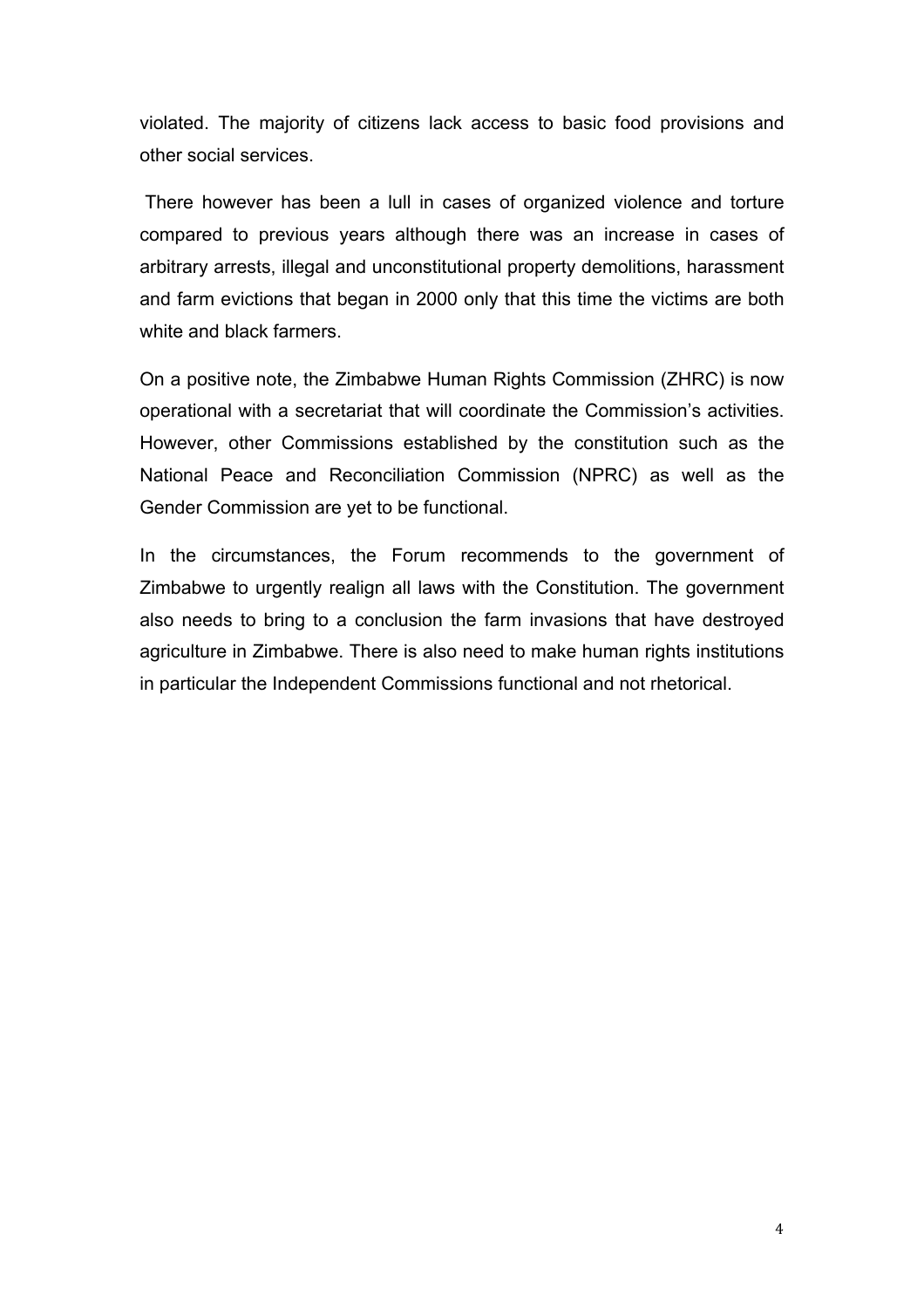violated. The majority of citizens lack access to basic food provisions and other social services.

There however has been a lull in cases of organized violence and torture compared to previous years although there was an increase in cases of arbitrary arrests, illegal and unconstitutional property demolitions, harassment and farm evictions that began in 2000 only that this time the victims are both white and black farmers.

On a positive note, the Zimbabwe Human Rights Commission (ZHRC) is now operational with a secretariat that will coordinate the Commission's activities. However, other Commissions established by the constitution such as the National Peace and Reconciliation Commission (NPRC) as well as the Gender Commission are yet to be functional.

In the circumstances, the Forum recommends to the government of Zimbabwe to urgently realign all laws with the Constitution. The government also needs to bring to a conclusion the farm invasions that have destroyed agriculture in Zimbabwe. There is also need to make human rights institutions in particular the Independent Commissions functional and not rhetorical.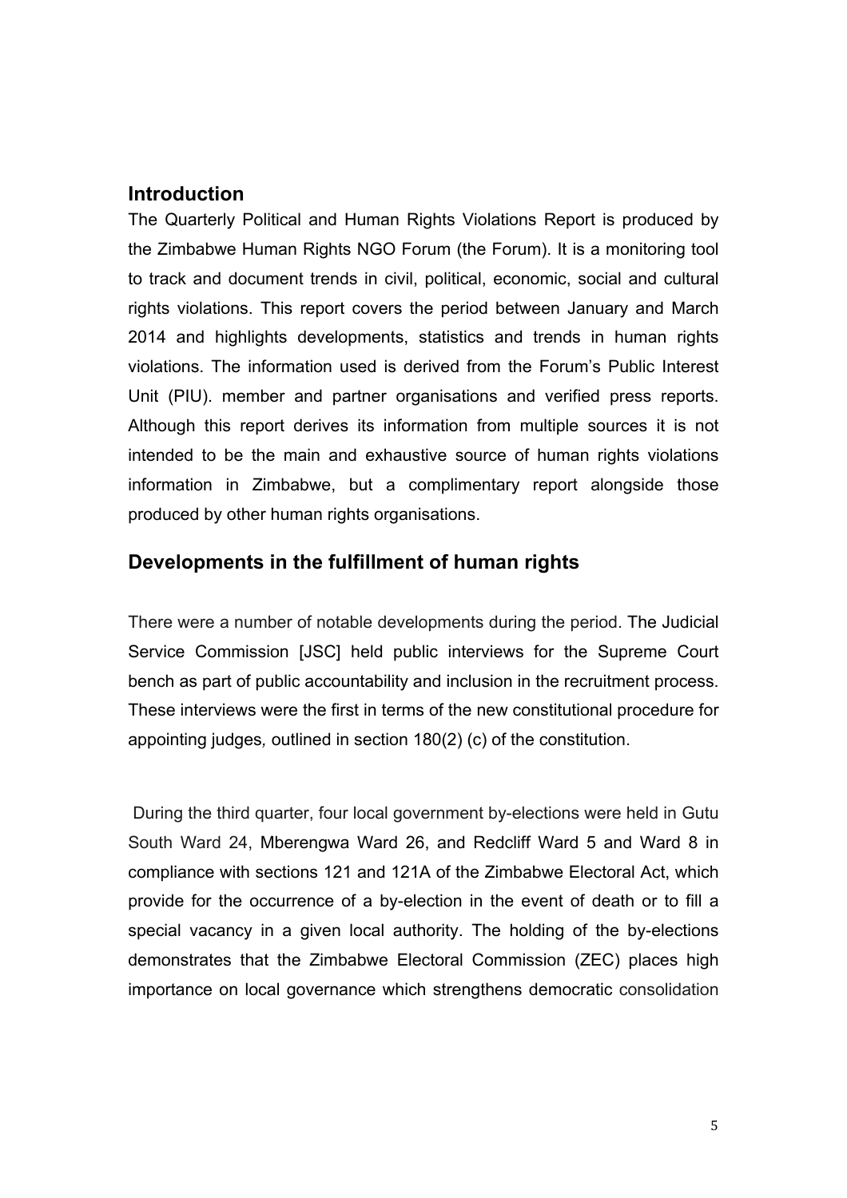## Introduction

The Quarterly Political and Human Rights Violations Report is produced by the Zimbabwe Human Rights NGO Forum (the Forum). It is a monitoring tool to track and document trends in civil, political, economic, social and cultural rights violations. This report covers the period between January and March 2014 and highlights developments, statistics and trends in human rights violations. The information used is derived from the Forum's Public Interest Unit (PIU). member and partner organisations and verified press reports. Although this report derives its information from multiple sources it is not intended to be the main and exhaustive source of human rights violations information in Zimbabwe, but a complimentary report alongside those produced by other human rights organisations.

## Developments in the fulfillment of human rights

There were a number of notable developments during the period. The Judicial Service Commission [JSC] held public interviews for the Supreme Court bench as part of public accountability and inclusion in the recruitment process. These interviews were the first in terms of the new constitutional procedure for appointing judges*,* outlined in section 180(2) (c) of the constitution.

During the third quarter, four local government by-elections were held in Gutu South Ward 24, Mberengwa Ward 26, and Redcliff Ward 5 and Ward 8 in compliance with sections 121 and 121A of the Zimbabwe Electoral Act, which provide for the occurrence of a by-election in the event of death or to fill a special vacancy in a given local authority. The holding of the by-elections demonstrates that the Zimbabwe Electoral Commission (ZEC) places high importance on local governance which strengthens democratic consolidation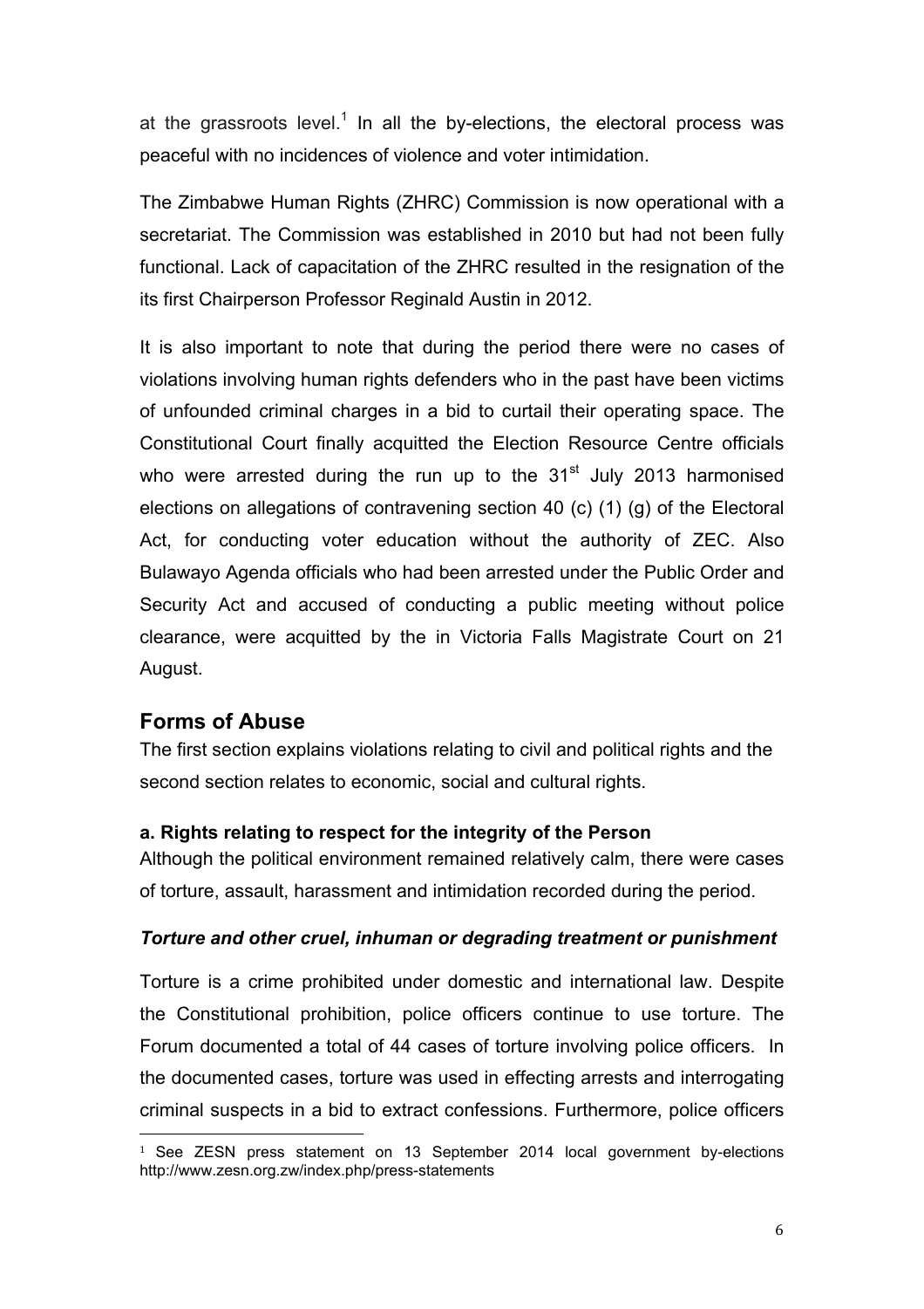at the grassroots level.[1] In all the by-elections, the electoral process was peaceful with no incidences of violence and voter intimidation.

The Zimbabwe Human Rights (ZHRC) Commission is now operational with a secretariat. The Commission was established in 2010 but had not been fully functional. Lack of capacitation of the ZHRC resulted in the resignation of the its first Chairperson Professor Reginald Austin in 2012.

It is also important to note that during the period there were no cases of violations involving human rights defenders who in the past have been victims of unfounded criminal charges in a bid to curtail their operating space. The Constitutional Court finally acquitted the Election Resource Centre officials who were arrested during the run up to the 31st July 2013 harmonised elections on allegations of contravening section 40 (c) (1) (g) of the Electoral Act, for conducting voter education without the authority of ZEC. Also Bulawayo Agenda officials who had been arrested under the Public Order and Security Act and accused of conducting a public meeting without police clearance, were acquitted by the in Victoria Falls Magistrate Court on 21 August.

## Forms of Abuse

The first section explains violations relating to civil and political rights and the second section relates to economic, social and cultural rights.

### a. Rights relating to respect for the integrity of the Person

Although the political environment remained relatively calm, there were cases of torture, assault, harassment and intimidation recorded during the period.

#### *Torture and other cruel, inhuman or degrading treatment or punishment*

Torture is a crime prohibited under domestic and international law. Despite the Constitutional prohibition, police officers continue to use torture. The Forum documented a total of 44 cases of torture involving police officers. In the documented cases, torture was used in effecting arrests and interrogating criminal suspects in a bid to extract confessions. Furthermore, police officers

[1] See ZESN press statement on 13 September 2014 local government by-elections http://www.zesn.org.zw/index.php/press-statements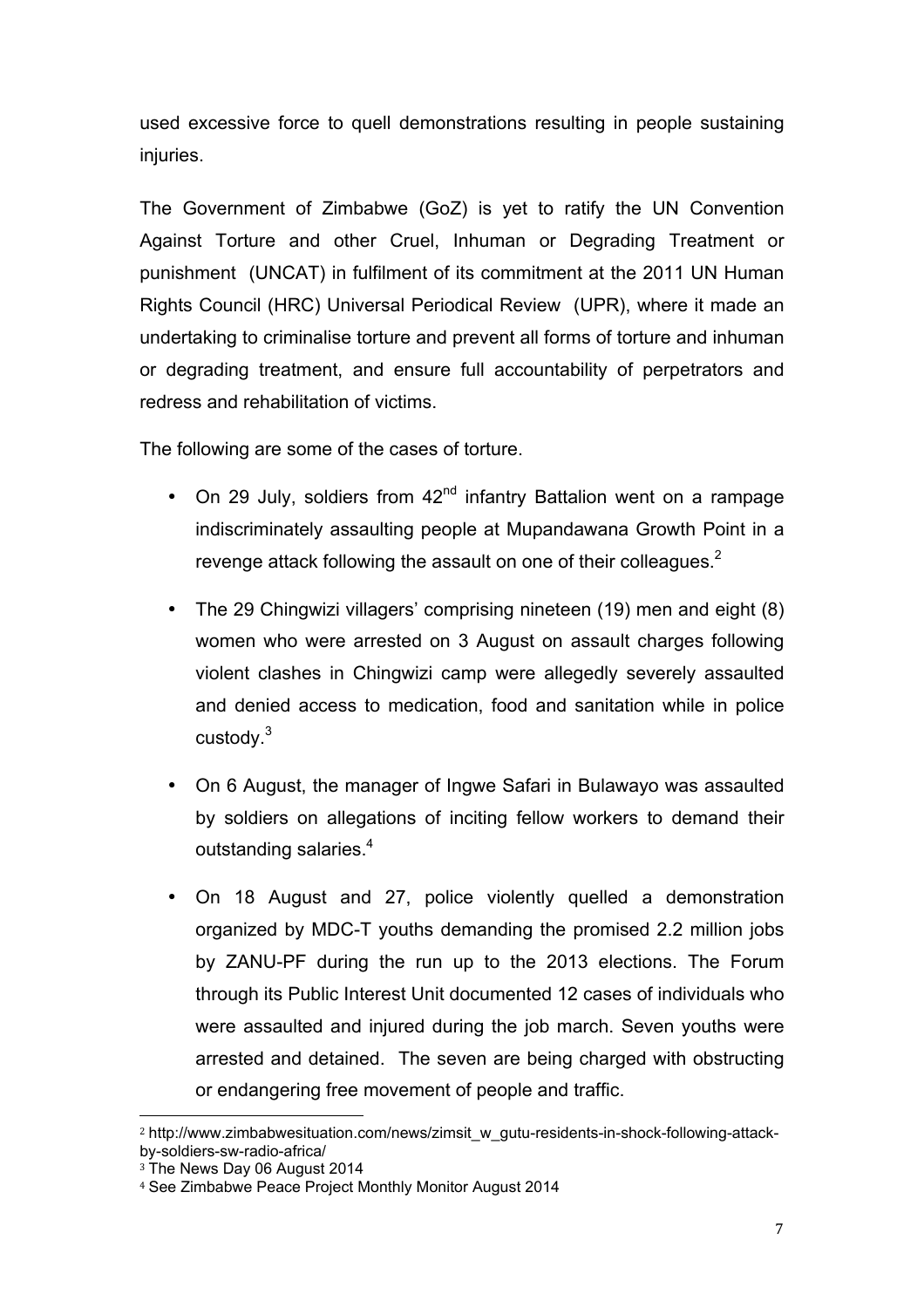used excessive force to quell demonstrations resulting in people sustaining injuries.

The Government of Zimbabwe (GoZ) is yet to ratify the UN Convention Against Torture and other Cruel, Inhuman or Degrading Treatment or punishment (UNCAT) in fulfilment of its commitment at the 2011 UN Human Rights Council (HRC) Universal Periodical Review (UPR), where it made an undertaking to criminalise torture and prevent all forms of torture and inhuman or degrading treatment, and ensure full accountability of perpetrators and redress and rehabilitation of victims.

The following are some of the cases of torture.

- On 29 July, soldiers from 42nd infantry Battalion went on a rampage indiscriminately assaulting people at Mupandawana Growth Point in a revenge attack following the assault on one of their colleagues.[2]
- The 29 Chingwizi villagers' comprising nineteen (19) men and eight (8) women who were arrested on 3 August on assault charges following violent clashes in Chingwizi camp were allegedly severely assaulted and denied access to medication, food and sanitation while in police custody.[3]
- On 6 August, the manager of Ingwe Safari in Bulawayo was assaulted by soldiers on allegations of inciting fellow workers to demand their outstanding salaries.[4]
- On 18 August and 27, police violently quelled a demonstration organized by MDC-T youths demanding the promised 2.2 million jobs by ZANU-PF during the run up to the 2013 elections. The Forum through its Public Interest Unit documented 12 cases of individuals who were assaulted and injured during the job march. Seven youths were arrested and detained. The seven are being charged with obstructing or endangering free movement of people and traffic.

---

[2] http://www.zimbabwesituation.com/news/zimsit_w_gutu-residents-in-shock-following-attack-by-soldiers-sw-radio-africa/

[3] The News Day 06 August 2014

[4] See Zimbabwe Peace Project Monthly Monitor August 2014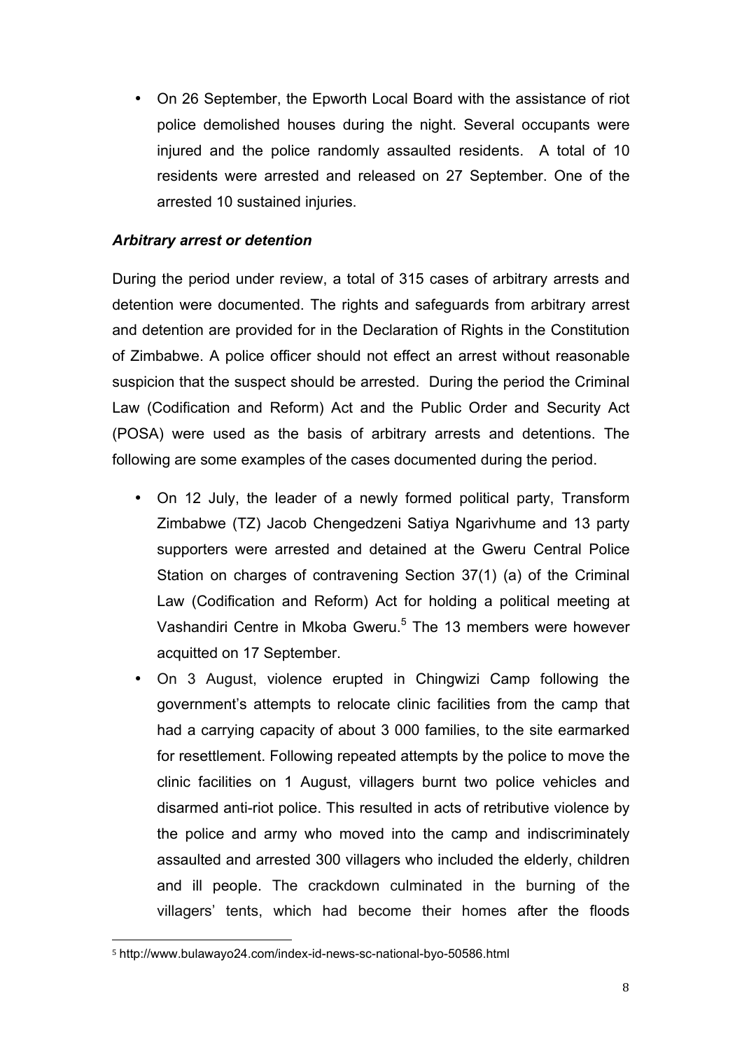- On 26 September, the Epworth Local Board with the assistance of riot police demolished houses during the night. Several occupants were injured and the police randomly assaulted residents. A total of 10 residents were arrested and released on 27 September. One of the arrested 10 sustained injuries.

***Arbitrary arrest or detention***

During the period under review, a total of 315 cases of arbitrary arrests and detention were documented. The rights and safeguards from arbitrary arrest and detention are provided for in the Declaration of Rights in the Constitution of Zimbabwe. A police officer should not effect an arrest without reasonable suspicion that the suspect should be arrested. During the period the Criminal Law (Codification and Reform) Act and the Public Order and Security Act (POSA) were used as the basis of arbitrary arrests and detentions. The following are some examples of the cases documented during the period.

- On 12 July, the leader of a newly formed political party, Transform Zimbabwe (TZ) Jacob Chengedzeni Satiya Ngarivhume and 13 party supporters were arrested and detained at the Gweru Central Police Station on charges of contravening Section 37(1) (a) of the Criminal Law (Codification and Reform) Act for holding a political meeting at Vashandiri Centre in Mkoba Gweru.[5] The 13 members were however acquitted on 17 September.
- On 3 August, violence erupted in Chingwizi Camp following the government's attempts to relocate clinic facilities from the camp that had a carrying capacity of about 3 000 families, to the site earmarked for resettlement. Following repeated attempts by the police to move the clinic facilities on 1 August, villagers burnt two police vehicles and disarmed anti-riot police. This resulted in acts of retributive violence by the police and army who moved into the camp and indiscriminately assaulted and arrested 300 villagers who included the elderly, children and ill people. The crackdown culminated in the burning of the villagers' tents, which had become their homes after the floods

[5] http://www.bulawayo24.com/index-id-news-sc-national-byo-50586.html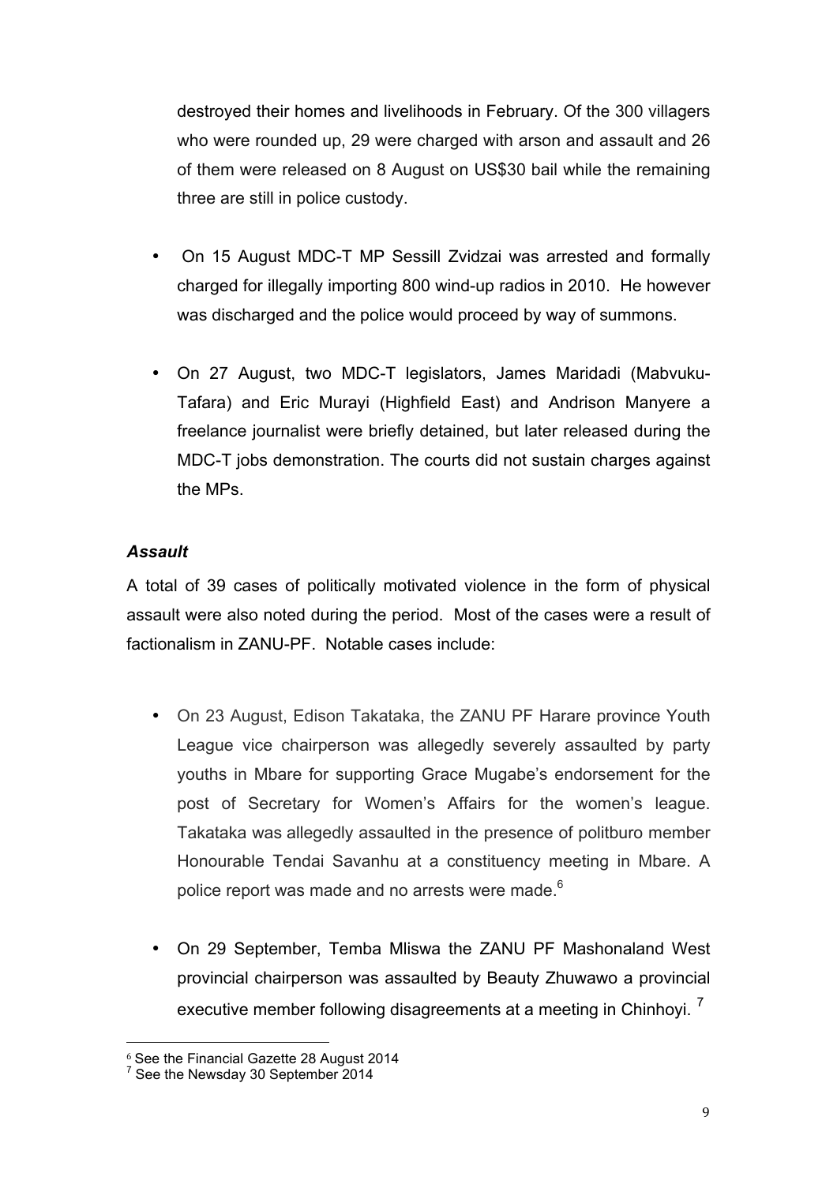destroyed their homes and livelihoods in February. Of the 300 villagers who were rounded up, 29 were charged with arson and assault and 26 of them were released on 8 August on US$30 bail while the remaining three are still in police custody.

- On 15 August MDC-T MP Sessill Zvidzai was arrested and formally charged for illegally importing 800 wind-up radios in 2010. He however was discharged and the police would proceed by way of summons.

- On 27 August, two MDC-T legislators, James Maridadi (Mabvuku-Tafara) and Eric Murayi (Highfield East) and Andrison Manyere a freelance journalist were briefly detained, but later released during the MDC-T jobs demonstration. The courts did not sustain charges against the MPs.

***Assault***

A total of 39 cases of politically motivated violence in the form of physical assault were also noted during the period. Most of the cases were a result of factionalism in ZANU-PF. Notable cases include:

- On 23 August, Edison Takataka, the ZANU PF Harare province Youth League vice chairperson was allegedly severely assaulted by party youths in Mbare for supporting Grace Mugabe's endorsement for the post of Secretary for Women's Affairs for the women's league. Takataka was allegedly assaulted in the presence of politburo member Honourable Tendai Savanhu at a constituency meeting in Mbare. A police report was made and no arrests were made.[6]

- On 29 September, Temba Mliswa the ZANU PF Mashonaland West provincial chairperson was assaulted by Beauty Zhuwawo a provincial executive member following disagreements at a meeting in Chinhoyi. [7]

---

[6] See the Financial Gazette 28 August 2014

[7] See the Newsday 30 September 2014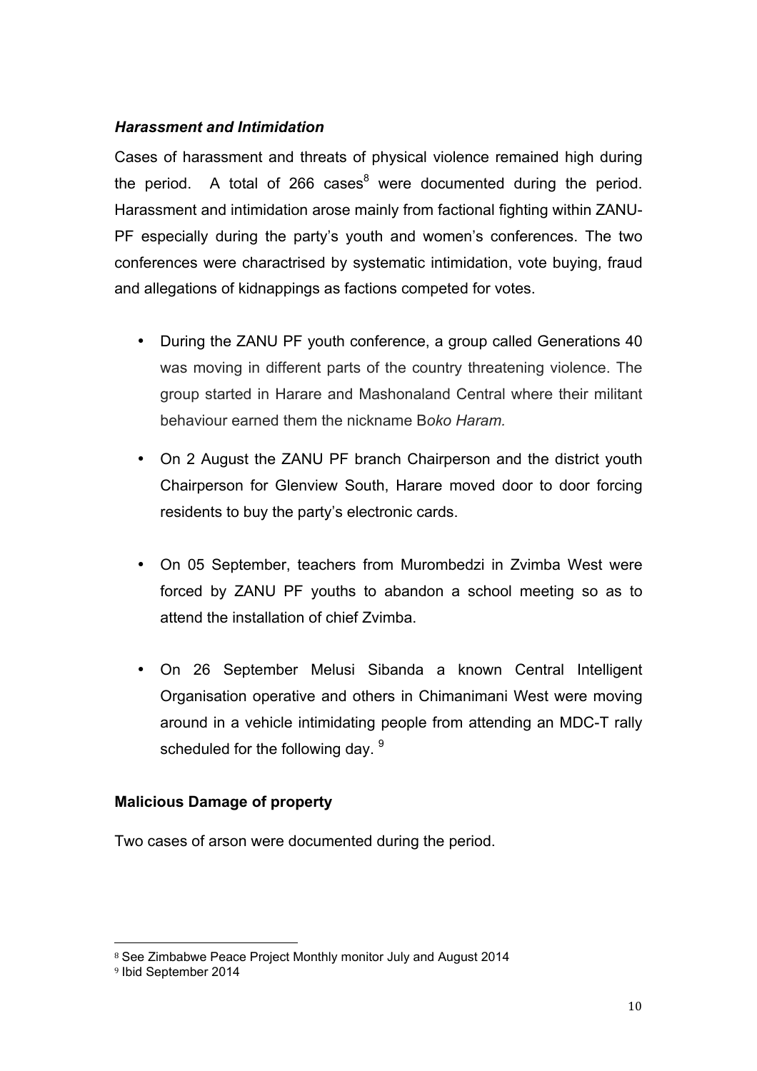### *Harassment and Intimidation*

Cases of harassment and threats of physical violence remained high during the period. A total of 266 cases[8] were documented during the period. Harassment and intimidation arose mainly from factional fighting within ZANU-PF especially during the party's youth and women's conferences. The two conferences were charactrised by systematic intimidation, vote buying, fraud and allegations of kidnappings as factions competed for votes.

- During the ZANU PF youth conference, a group called Generations 40 was moving in different parts of the country threatening violence. The group started in Harare and Mashonaland Central where their militant behaviour earned them the nickname B*oko Haram.*
- On 2 August the ZANU PF branch Chairperson and the district youth Chairperson for Glenview South, Harare moved door to door forcing residents to buy the party's electronic cards.
- On 05 September, teachers from Murombedzi in Zvimba West were forced by ZANU PF youths to abandon a school meeting so as to attend the installation of chief Zvimba.
- On 26 September Melusi Sibanda a known Central Intelligent Organisation operative and others in Chimanimani West were moving around in a vehicle intimidating people from attending an MDC-T rally scheduled for the following day. [9]

### **Malicious Damage of property**

Two cases of arson were documented during the period.

---

[8] See Zimbabwe Peace Project Monthly monitor July and August 2014

[9] Ibid September 2014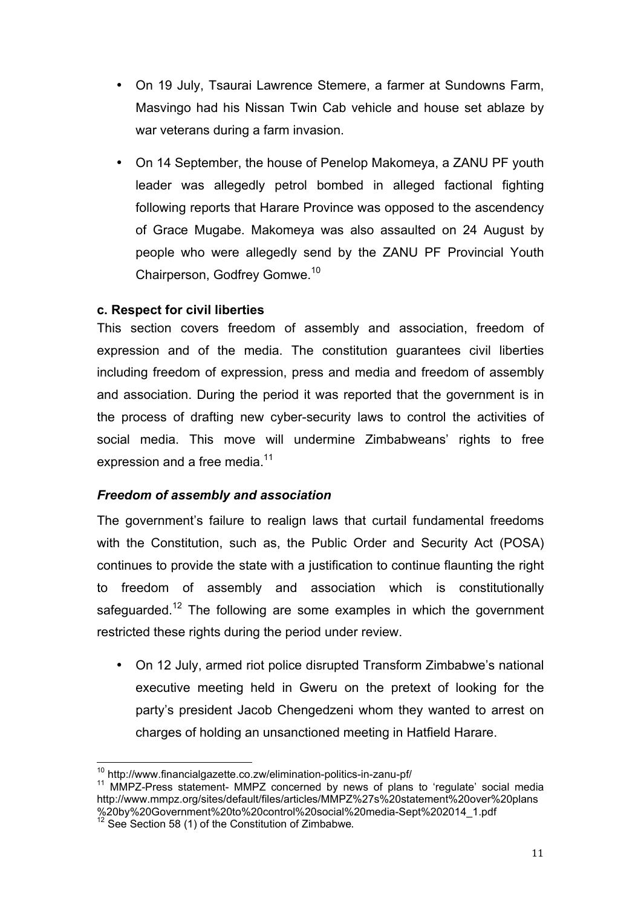- On 19 July, Tsaurai Lawrence Stemere, a farmer at Sundowns Farm, Masvingo had his Nissan Twin Cab vehicle and house set ablaze by war veterans during a farm invasion.
- On 14 September, the house of Penelop Makomeya, a ZANU PF youth leader was allegedly petrol bombed in alleged factional fighting following reports that Harare Province was opposed to the ascendency of Grace Mugabe. Makomeya was also assaulted on 24 August by people who were allegedly send by the ZANU PF Provincial Youth Chairperson, Godfrey Gomwe.[10]

**c. Respect for civil liberties**

This section covers freedom of assembly and association, freedom of expression and of the media. The constitution guarantees civil liberties including freedom of expression, press and media and freedom of assembly and association. During the period it was reported that the government is in the process of drafting new cyber-security laws to control the activities of social media. This move will undermine Zimbabweans' rights to free expression and a free media.[11]

***Freedom of assembly and association***

The government's failure to realign laws that curtail fundamental freedoms with the Constitution, such as, the Public Order and Security Act (POSA) continues to provide the state with a justification to continue flaunting the right to freedom of assembly and association which is constitutionally safeguarded.[12] The following are some examples in which the government restricted these rights during the period under review.

- On 12 July, armed riot police disrupted Transform Zimbabwe's national executive meeting held in Gweru on the pretext of looking for the party's president Jacob Chengedzeni whom they wanted to arrest on charges of holding an unsanctioned meeting in Hatfield Harare.

---

[10] http://www.financialgazette.co.zw/elimination-politics-in-zanu-pf/

[11] MMPZ-Press statement- MMPZ concerned by news of plans to 'regulate' social media http://www.mmpz.org/sites/default/files/articles/MMPZ%27s%20statement%20over%20plans%20by%20Government%20to%20control%20social%20media-Sept%202014_1.pdf

[12] See Section 58 (1) of the Constitution of Zimbabwe.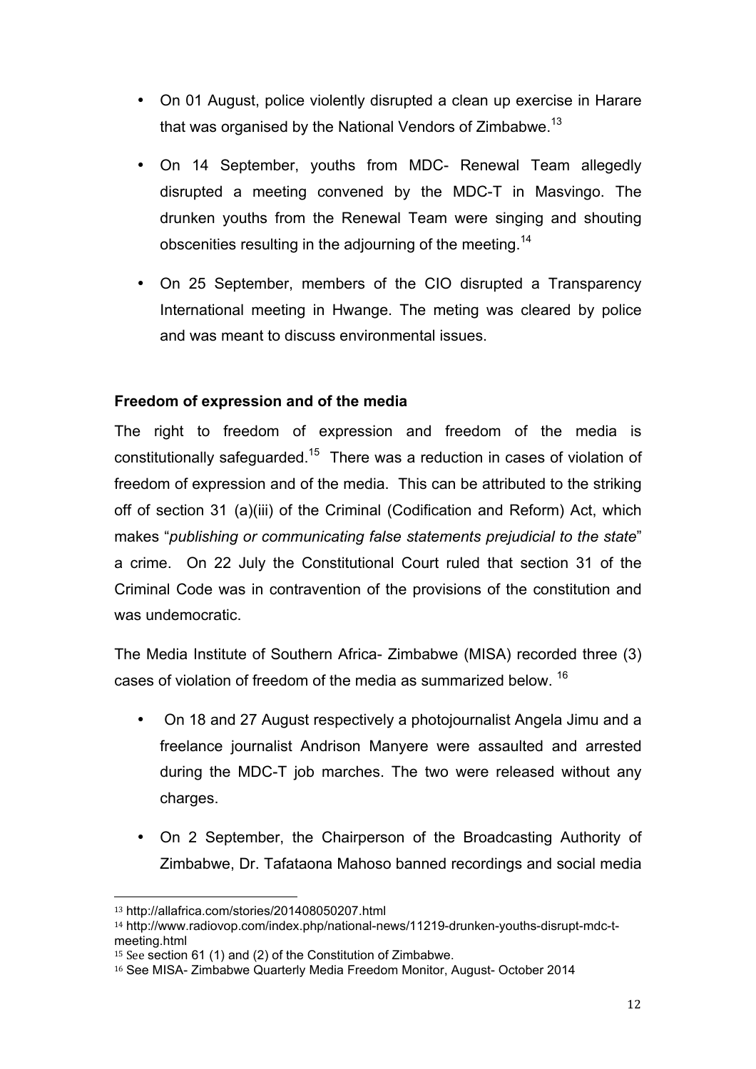- On 01 August, police violently disrupted a clean up exercise in Harare that was organised by the National Vendors of Zimbabwe.[13]

- On 14 September, youths from MDC- Renewal Team allegedly disrupted a meeting convened by the MDC-T in Masvingo. The drunken youths from the Renewal Team were singing and shouting obscenities resulting in the adjourning of the meeting.[14]

- On 25 September, members of the CIO disrupted a Transparency International meeting in Hwange. The meting was cleared by police and was meant to discuss environmental issues.

**Freedom of expression and of the media**

The right to freedom of expression and freedom of the media is constitutionally safeguarded.[15] There was a reduction in cases of violation of freedom of expression and of the media. This can be attributed to the striking off of section 31 (a)(iii) of the Criminal (Codification and Reform) Act, which makes "*publishing or communicating false statements prejudicial to the state*" a crime. On 22 July the Constitutional Court ruled that section 31 of the Criminal Code was in contravention of the provisions of the constitution and was undemocratic.

The Media Institute of Southern Africa- Zimbabwe (MISA) recorded three (3) cases of violation of freedom of the media as summarized below. [16]

- On 18 and 27 August respectively a photojournalist Angela Jimu and a freelance journalist Andrison Manyere were assaulted and arrested during the MDC-T job marches. The two were released without any charges.

- On 2 September, the Chairperson of the Broadcasting Authority of Zimbabwe, Dr. Tafataona Mahoso banned recordings and social media

---

[13] http://allafrica.com/stories/201408050207.html

[14] http://www.radiovop.com/index.php/national-news/11219-drunken-youths-disrupt-mdc-t-meeting.html

[15] See section 61 (1) and (2) of the Constitution of Zimbabwe.

[16] See MISA- Zimbabwe Quarterly Media Freedom Monitor, August- October 2014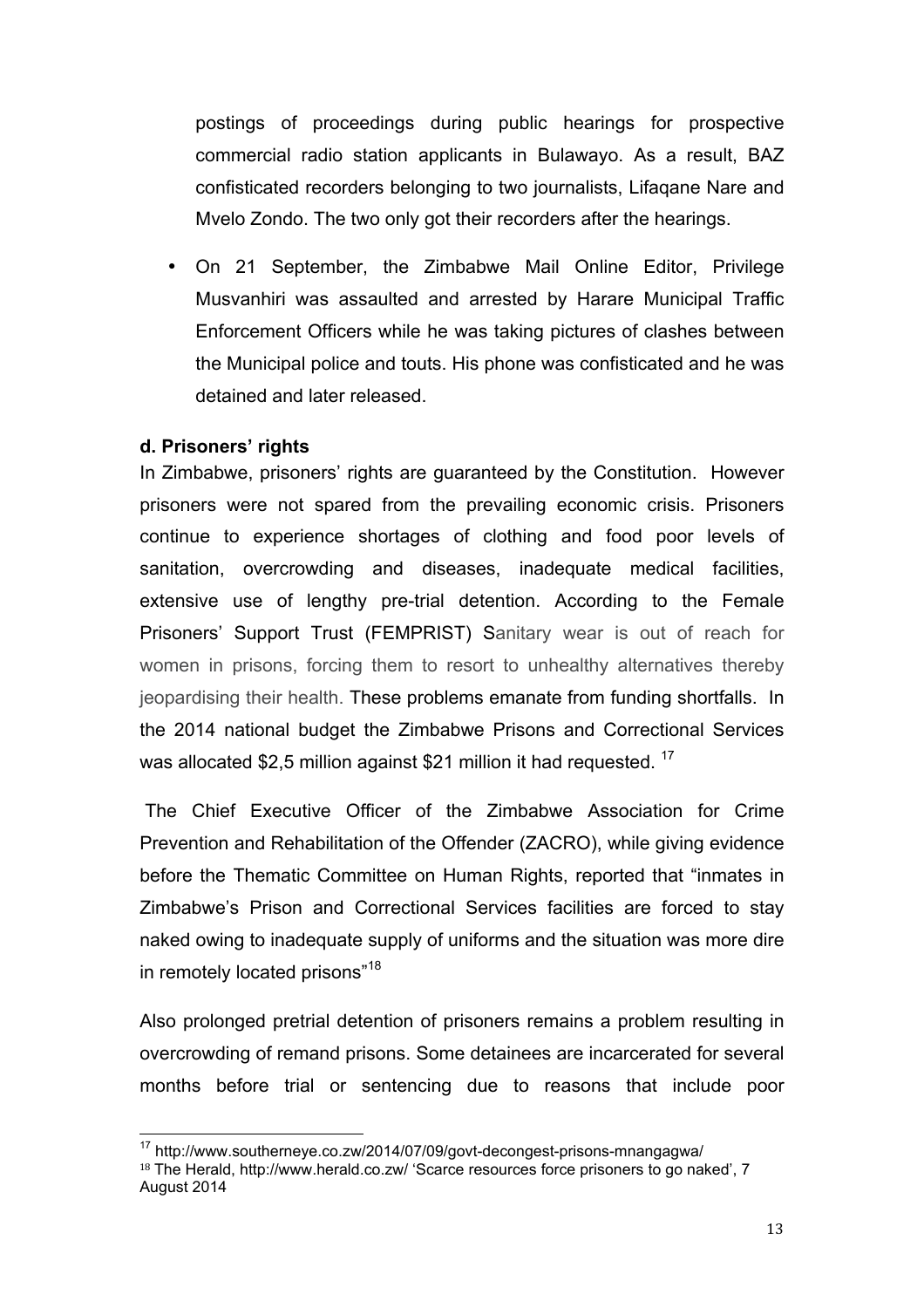postings of proceedings during public hearings for prospective commercial radio station applicants in Bulawayo. As a result, BAZ confisticated recorders belonging to two journalists, Lifaqane Nare and Mvelo Zondo. The two only got their recorders after the hearings.

- On 21 September, the Zimbabwe Mail Online Editor, Privilege Musvanhiri was assaulted and arrested by Harare Municipal Traffic Enforcement Officers while he was taking pictures of clashes between the Municipal police and touts. His phone was confisticated and he was detained and later released.

**d. Prisoners' rights**

In Zimbabwe, prisoners' rights are guaranteed by the Constitution. However prisoners were not spared from the prevailing economic crisis. Prisoners continue to experience shortages of clothing and food poor levels of sanitation, overcrowding and diseases, inadequate medical facilities, extensive use of lengthy pre-trial detention. According to the Female Prisoners' Support Trust (FEMPRIST) Sanitary wear is out of reach for women in prisons, forcing them to resort to unhealthy alternatives thereby jeopardising their health. These problems emanate from funding shortfalls. In the 2014 national budget the Zimbabwe Prisons and Correctional Services was allocated \$2,5 million against \$21 million it had requested. [17]

The Chief Executive Officer of the Zimbabwe Association for Crime Prevention and Rehabilitation of the Offender (ZACRO), while giving evidence before the Thematic Committee on Human Rights, reported that "inmates in Zimbabwe's Prison and Correctional Services facilities are forced to stay naked owing to inadequate supply of uniforms and the situation was more dire in remotely located prisons"[18]

Also prolonged pretrial detention of prisoners remains a problem resulting in overcrowding of remand prisons. Some detainees are incarcerated for several months before trial or sentencing due to reasons that include poor

---

[17] http://www.southerneye.co.zw/2014/07/09/govt-decongest-prisons-mnangagwa/

[18] The Herald, http://www.herald.co.zw/ 'Scarce resources force prisoners to go naked', 7 August 2014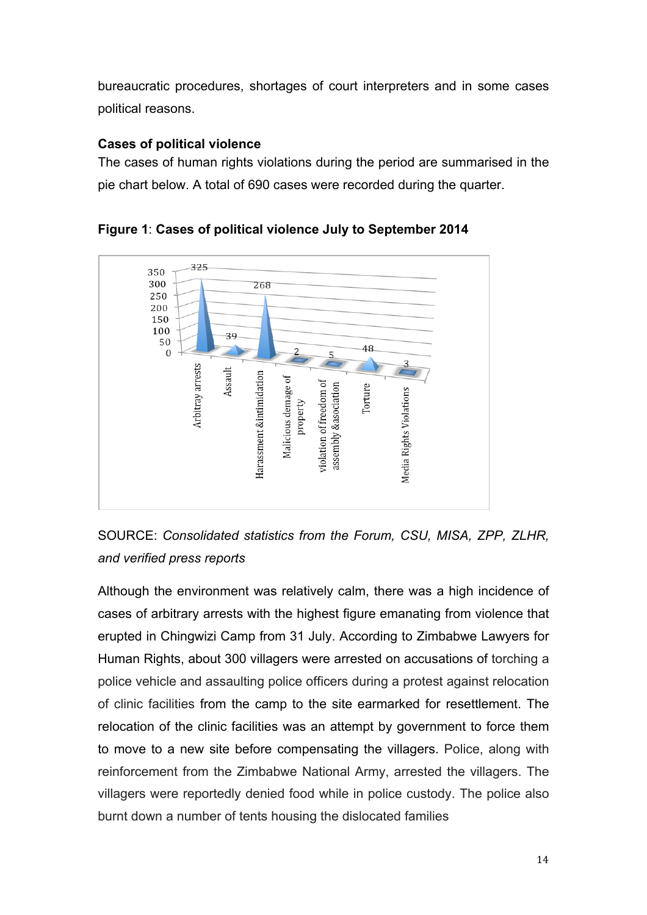bureaucratic procedures, shortages of court interpreters and in some cases political reasons.

**Cases of political violence**

The cases of human rights violations during the period are summarised in the pie chart below. A total of 690 cases were recorded during the quarter.

**Figure 1**: **Cases of political violence July to September 2014**

| Category | Cases |
| --- | --- |
| Arbitray arrests | 325 |
| Assault | 39 |
| Harassment &intimidation | 268 |
| Malicious demage of property | 2 |
| violation of freedom of assembly &asociation | 5 |
| Torture | 48 |
| Media Rights Violations | 3 |

SOURCE: *Consolidated statistics from the Forum, CSU, MISA, ZPP, ZLHR, and verified press reports*

Although the environment was relatively calm, there was a high incidence of cases of arbitrary arrests with the highest figure emanating from violence that erupted in Chingwizi Camp from 31 July. According to Zimbabwe Lawyers for Human Rights, about 300 villagers were arrested on accusations of torching a police vehicle and assaulting police officers during a protest against relocation of clinic facilities from the camp to the site earmarked for resettlement. The relocation of the clinic facilities was an attempt by government to force them to move to a new site before compensating the villagers. Police, along with reinforcement from the Zimbabwe National Army, arrested the villagers. The villagers were reportedly denied food while in police custody. The police also burnt down a number of tents housing the dislocated families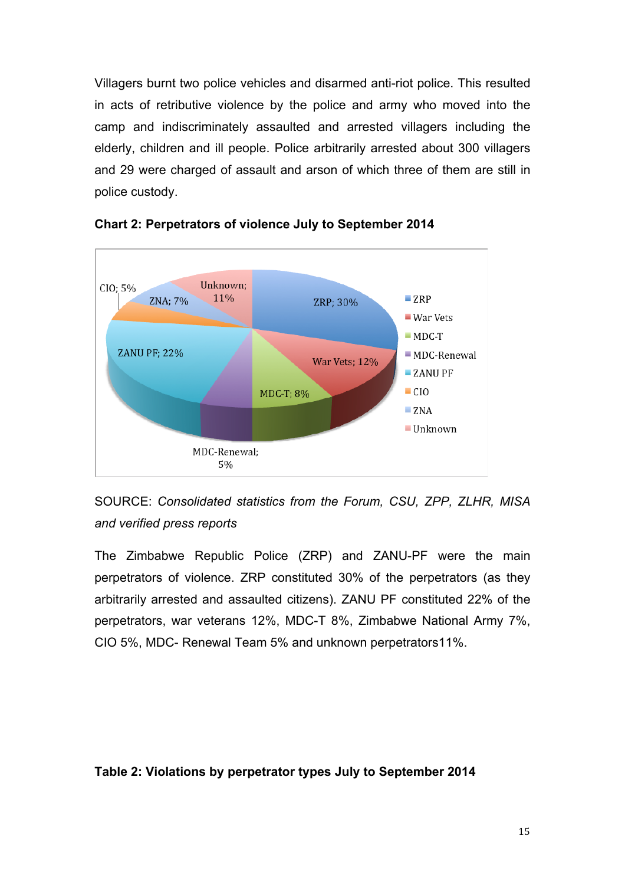Villagers burnt two police vehicles and disarmed anti-riot police. This resulted in acts of retributive violence by the police and army who moved into the camp and indiscriminately assaulted and arrested villagers including the elderly, children and ill people. Police arbitrarily arrested about 300 villagers and 29 were charged of assault and arson of which three of them are still in police custody.

**Chart 2: Perpetrators of violence July to September 2014**

| Perpetrator | Percentage |
|---|---|
| ZRP | 30% |
| War Vets | 12% |
| MDC-T | 8% |
| MDC-Renewal | 5% |
| ZANU PF | 22% |
| CIO | 5% |
| ZNA | 7% |
| Unknown | 11% |

SOURCE: *Consolidated statistics from the Forum, CSU, ZPP, ZLHR, MISA and verified press reports*

The Zimbabwe Republic Police (ZRP) and ZANU-PF were the main perpetrators of violence. ZRP constituted 30% of the perpetrators (as they arbitrarily arrested and assaulted citizens). ZANU PF constituted 22% of the perpetrators, war veterans 12%, MDC-T 8%, Zimbabwe National Army 7%, CIO 5%, MDC- Renewal Team 5% and unknown perpetrators11%.

**Table 2: Violations by perpetrator types July to September 2014**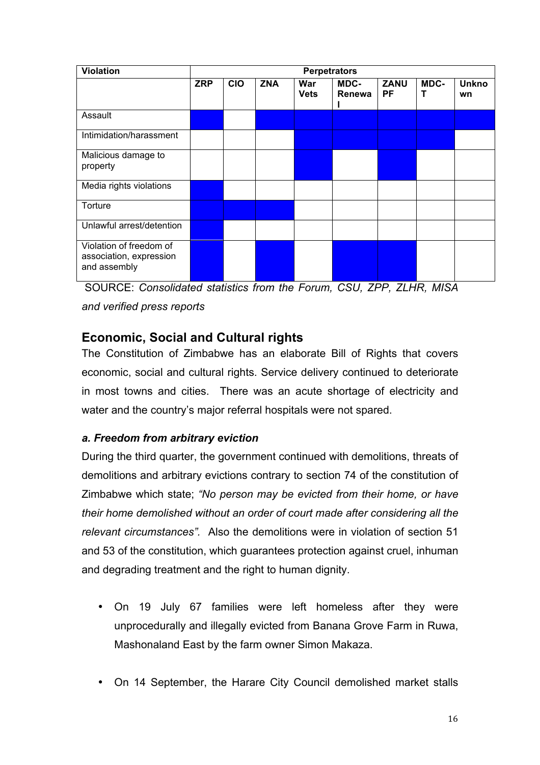| Violation | Perpetrators | | | | | | | |
|---|---|---|---|---|---|---|---|---|
| | ZRP | CIO | ZNA | War Vets | MDC-Renewal | ZANU PF | MDC-T | Unknown |
| Assault | ■ | | ■ | ■ | ■ | ■ | ■ | ■ |
| Intimidation/harassment | | | | ■ | ■ | ■ | ■ | |
| Malicious damage to property | | | | ■ | | ■ | | |
| Media rights violations | ■ | | | | | | | |
| Torture | ■ | ■ | ■ | | | | | |
| Unlawful arrest/detention | ■ | | | | | | | |
| Violation of freedom of association, expression and assembly | ■ | | ■ | | ■ | ■ | | |

SOURCE: *Consolidated statistics from the Forum, CSU, ZPP, ZLHR, MISA and verified press reports*

## Economic, Social and Cultural rights

The Constitution of Zimbabwe has an elaborate Bill of Rights that covers economic, social and cultural rights. Service delivery continued to deteriorate in most towns and cities. There was an acute shortage of electricity and water and the country's major referral hospitals were not spared.

### *a. Freedom from arbitrary eviction*

During the third quarter, the government continued with demolitions, threats of demolitions and arbitrary evictions contrary to section 74 of the constitution of Zimbabwe which state; *"No person may be evicted from their home, or have their home demolished without an order of court made after considering all the relevant circumstances".* Also the demolitions were in violation of section 51 and 53 of the constitution, which guarantees protection against cruel, inhuman and degrading treatment and the right to human dignity.

- On 19 July 67 families were left homeless after they were unprocedurally and illegally evicted from Banana Grove Farm in Ruwa, Mashonaland East by the farm owner Simon Makaza.
- On 14 September, the Harare City Council demolished market stalls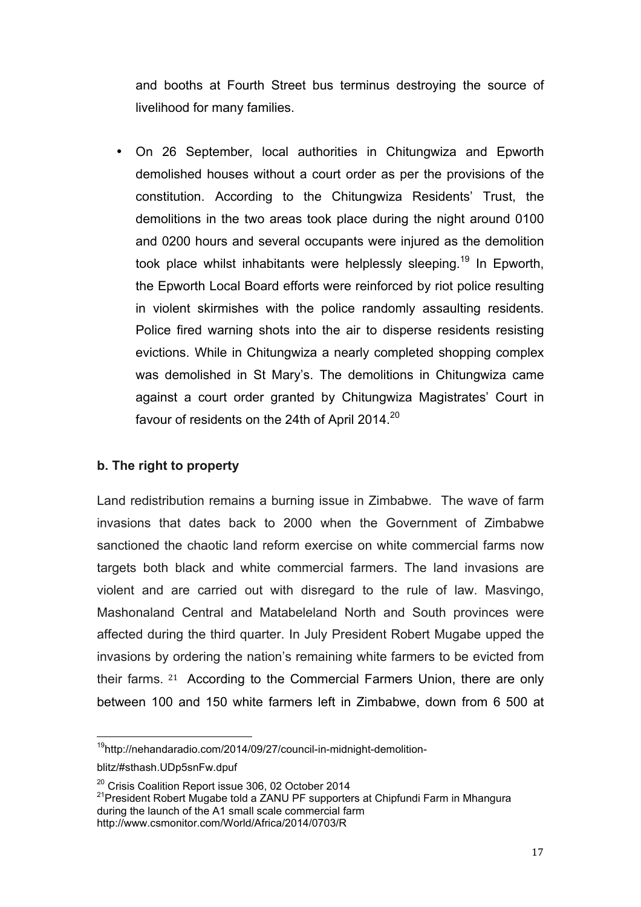and booths at Fourth Street bus terminus destroying the source of livelihood for many families.

- On 26 September, local authorities in Chitungwiza and Epworth demolished houses without a court order as per the provisions of the constitution. According to the Chitungwiza Residents' Trust, the demolitions in the two areas took place during the night around 0100 and 0200 hours and several occupants were injured as the demolition took place whilst inhabitants were helplessly sleeping.[19] In Epworth, the Epworth Local Board efforts were reinforced by riot police resulting in violent skirmishes with the police randomly assaulting residents. Police fired warning shots into the air to disperse residents resisting evictions. While in Chitungwiza a nearly completed shopping complex was demolished in St Mary's. The demolitions in Chitungwiza came against a court order granted by Chitungwiza Magistrates' Court in favour of residents on the 24th of April 2014.[20]

**b. The right to property**

Land redistribution remains a burning issue in Zimbabwe. The wave of farm invasions that dates back to 2000 when the Government of Zimbabwe sanctioned the chaotic land reform exercise on white commercial farms now targets both black and white commercial farmers. The land invasions are violent and are carried out with disregard to the rule of law. Masvingo, Mashonaland Central and Matabeleland North and South provinces were affected during the third quarter. In July President Robert Mugabe upped the invasions by ordering the nation's remaining white farmers to be evicted from their farms. [21] According to the Commercial Farmers Union, there are only between 100 and 150 white farmers left in Zimbabwe, down from 6 500 at

---

[19] http://nehandaradio.com/2014/09/27/council-in-midnight-demolition-blitz/#sthash.UDp5snFw.dpuf

[20] Crisis Coalition Report issue 306, 02 October 2014

[21] President Robert Mugabe told a ZANU PF supporters at Chipfundi Farm in Mhangura during the launch of the A1 small scale commercial farm http://www.csmonitor.com/World/Africa/2014/0703/R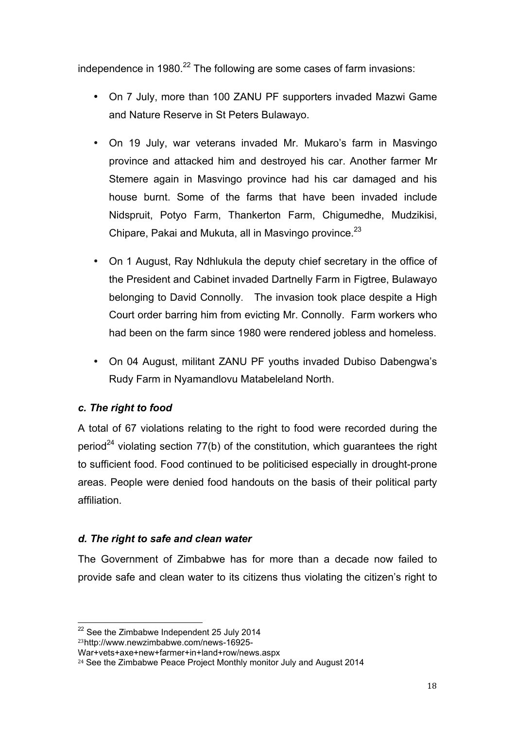independence in 1980.[22] The following are some cases of farm invasions:

- On 7 July, more than 100 ZANU PF supporters invaded Mazwi Game and Nature Reserve in St Peters Bulawayo.
- On 19 July, war veterans invaded Mr. Mukaro's farm in Masvingo province and attacked him and destroyed his car. Another farmer Mr Stemere again in Masvingo province had his car damaged and his house burnt. Some of the farms that have been invaded include Nidspruit, Potyo Farm, Thankerton Farm, Chigumedhe, Mudzikisi, Chipare, Pakai and Mukuta, all in Masvingo province.[23]
- On 1 August, Ray Ndhlukula the deputy chief secretary in the office of the President and Cabinet invaded Dartnelly Farm in Figtree, Bulawayo belonging to David Connolly. The invasion took place despite a High Court order barring him from evicting Mr. Connolly. Farm workers who had been on the farm since 1980 were rendered jobless and homeless.
- On 04 August, militant ZANU PF youths invaded Dubiso Dabengwa's Rudy Farm in Nyamandlovu Matabeleland North.

### *c. The right to food*

A total of 67 violations relating to the right to food were recorded during the period[24] violating section 77(b) of the constitution, which guarantees the right to sufficient food. Food continued to be politicised especially in drought-prone areas. People were denied food handouts on the basis of their political party affiliation.

### *d. The right to safe and clean water*

The Government of Zimbabwe has for more than a decade now failed to provide safe and clean water to its citizens thus violating the citizen's right to

---

[22] See the Zimbabwe Independent 25 July 2014

[23] http://www.newzimbabwe.com/news-16925-War+vets+axe+new+farmer+in+land+row/news.aspx

[24] See the Zimbabwe Peace Project Monthly monitor July and August 2014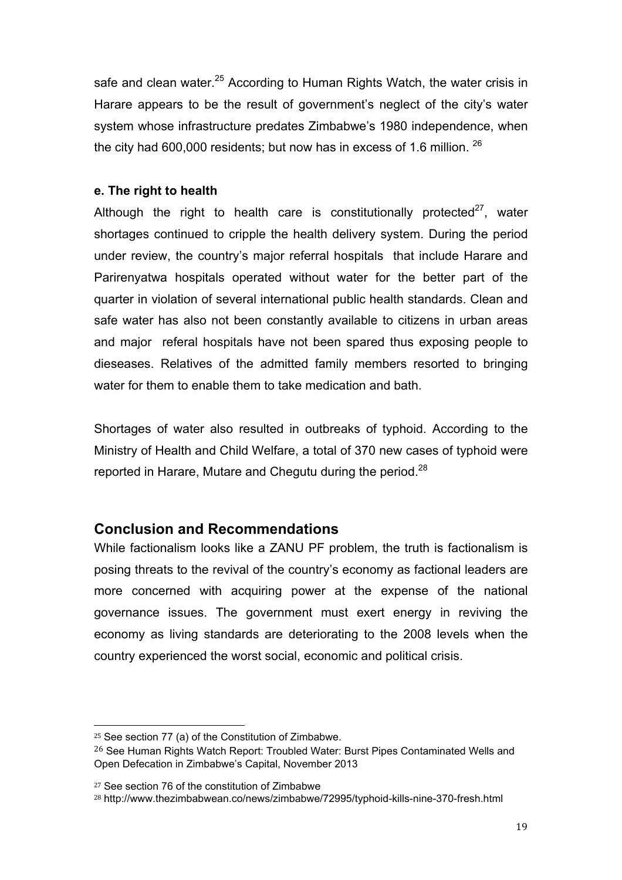safe and clean water.[25] According to Human Rights Watch, the water crisis in Harare appears to be the result of government's neglect of the city's water system whose infrastructure predates Zimbabwe's 1980 independence, when the city had 600,000 residents; but now has in excess of 1.6 million. [26]

**e. The right to health**

Although the right to health care is constitutionally protected[27], water shortages continued to cripple the health delivery system. During the period under review, the country's major referral hospitals that include Harare and Parirenyatwa hospitals operated without water for the better part of the quarter in violation of several international public health standards. Clean and safe water has also not been constantly available to citizens in urban areas and major referal hospitals have not been spared thus exposing people to dieseases. Relatives of the admitted family members resorted to bringing water for them to enable them to take medication and bath.

Shortages of water also resulted in outbreaks of typhoid. According to the Ministry of Health and Child Welfare, a total of 370 new cases of typhoid were reported in Harare, Mutare and Chegutu during the period.[28]

## Conclusion and Recommendations

While factionalism looks like a ZANU PF problem, the truth is factionalism is posing threats to the revival of the country's economy as factional leaders are more concerned with acquiring power at the expense of the national governance issues. The government must exert energy in reviving the economy as living standards are deteriorating to the 2008 levels when the country experienced the worst social, economic and political crisis.

---

[25] See section 77 (a) of the Constitution of Zimbabwe.

[26] See Human Rights Watch Report: Troubled Water: Burst Pipes Contaminated Wells and Open Defecation in Zimbabwe's Capital, November 2013

[27] See section 76 of the constitution of Zimbabwe

[28] http://www.thezimbabwean.co/news/zimbabwe/72995/typhoid-kills-nine-370-fresh.html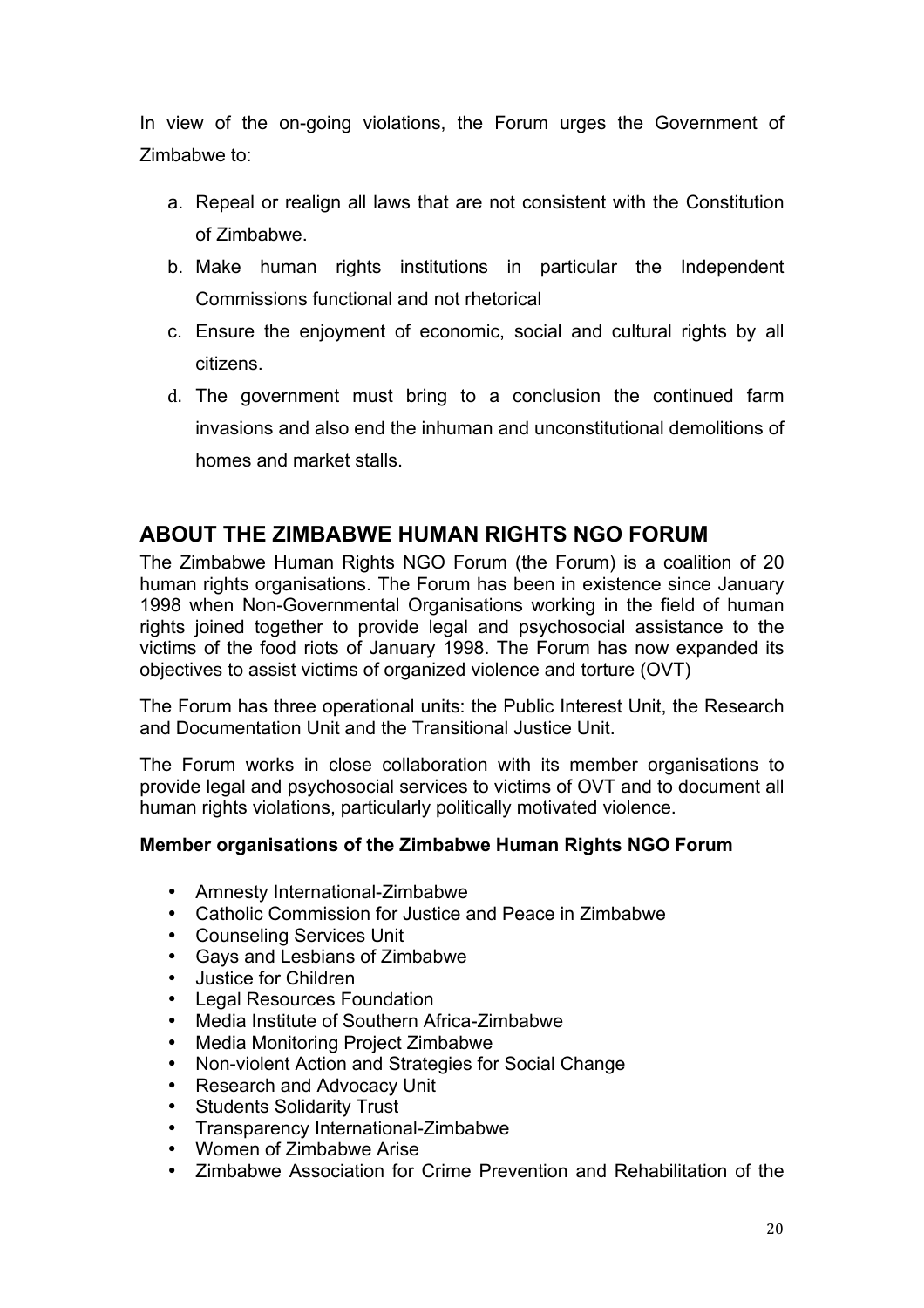In view of the on-going violations, the Forum urges the Government of Zimbabwe to:

a. Repeal or realign all laws that are not consistent with the Constitution of Zimbabwe.
b. Make human rights institutions in particular the Independent Commissions functional and not rhetorical
c. Ensure the enjoyment of economic, social and cultural rights by all citizens.
d. The government must bring to a conclusion the continued farm invasions and also end the inhuman and unconstitutional demolitions of homes and market stalls.

## ABOUT THE ZIMBABWE HUMAN RIGHTS NGO FORUM

The Zimbabwe Human Rights NGO Forum (the Forum) is a coalition of 20 human rights organisations. The Forum has been in existence since January 1998 when Non-Governmental Organisations working in the field of human rights joined together to provide legal and psychosocial assistance to the victims of the food riots of January 1998. The Forum has now expanded its objectives to assist victims of organized violence and torture (OVT)

The Forum has three operational units: the Public Interest Unit, the Research and Documentation Unit and the Transitional Justice Unit.

The Forum works in close collaboration with its member organisations to provide legal and psychosocial services to victims of OVT and to document all human rights violations, particularly politically motivated violence.

**Member organisations of the Zimbabwe Human Rights NGO Forum**

- Amnesty International-Zimbabwe
- Catholic Commission for Justice and Peace in Zimbabwe
- Counseling Services Unit
- Gays and Lesbians of Zimbabwe
- Justice for Children
- Legal Resources Foundation
- Media Institute of Southern Africa-Zimbabwe
- Media Monitoring Project Zimbabwe
- Non-violent Action and Strategies for Social Change
- Research and Advocacy Unit
- Students Solidarity Trust
- Transparency International-Zimbabwe
- Women of Zimbabwe Arise
- Zimbabwe Association for Crime Prevention and Rehabilitation of the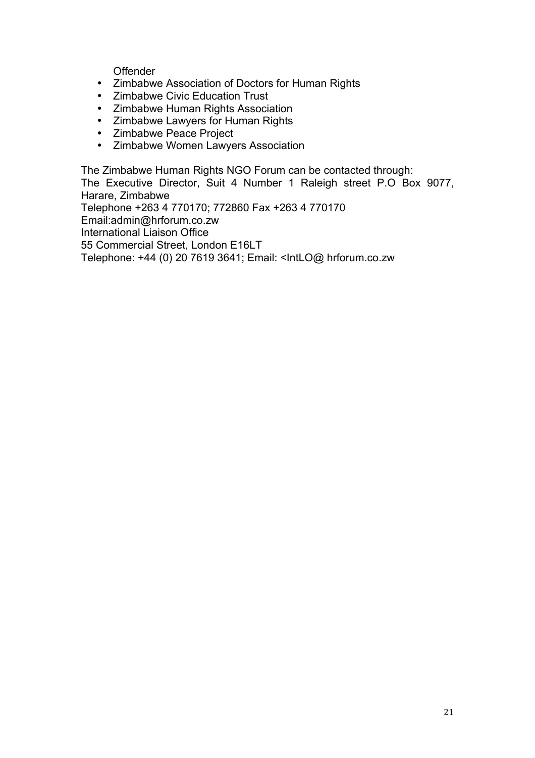Offender

- Zimbabwe Association of Doctors for Human Rights
- Zimbabwe Civic Education Trust
- Zimbabwe Human Rights Association
- Zimbabwe Lawyers for Human Rights
- Zimbabwe Peace Project
- Zimbabwe Women Lawyers Association

The Zimbabwe Human Rights NGO Forum can be contacted through:
The Executive Director, Suit 4 Number 1 Raleigh street P.O Box 9077, Harare, Zimbabwe
Telephone +263 4 770170; 772860 Fax +263 4 770170
Email:admin@hrforum.co.zw
International Liaison Office
55 Commercial Street, London E16LT
Telephone: +44 (0) 20 7619 3641; Email: <IntLO@ hrforum.co.zw